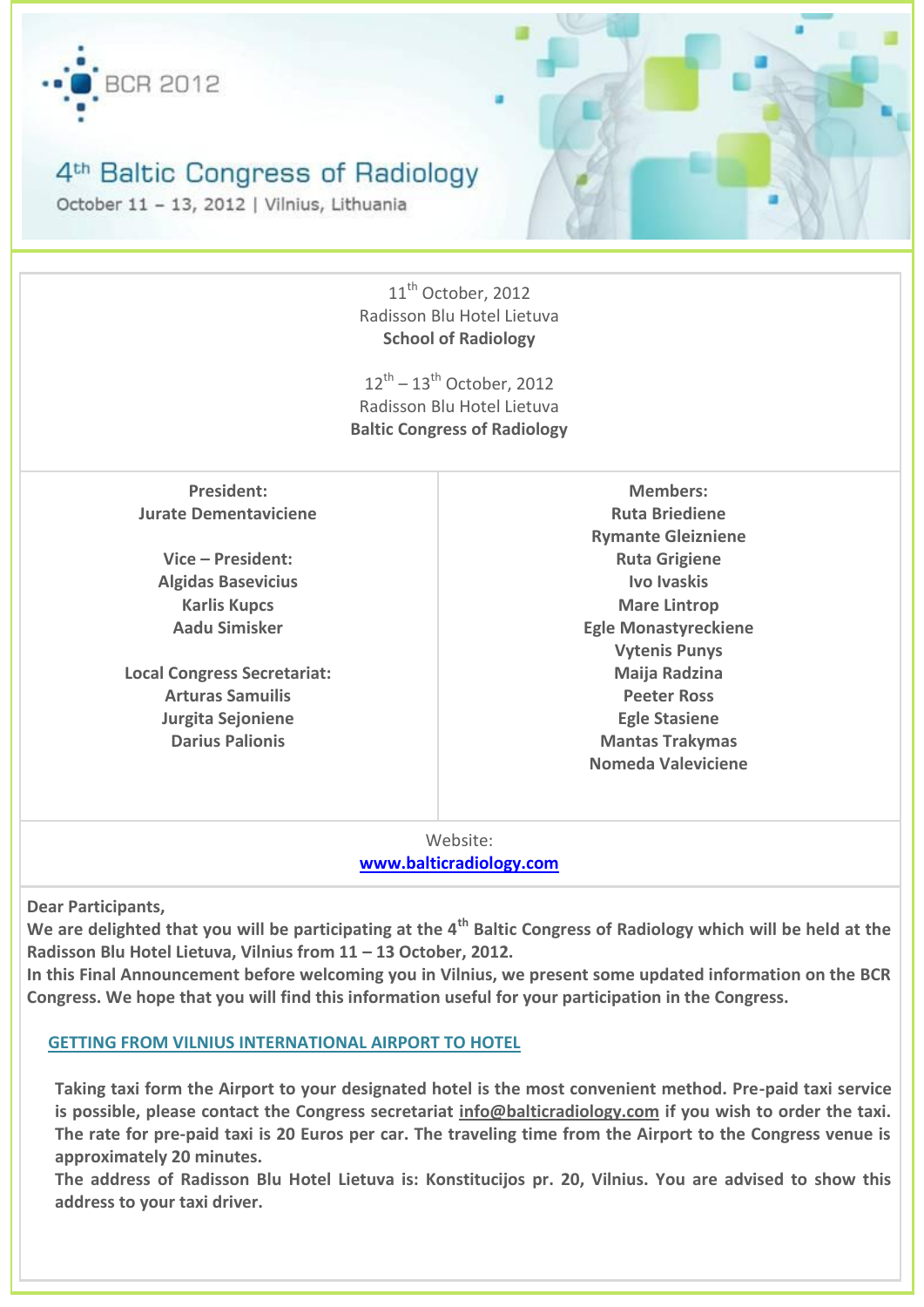BCR 2012

# 4th Baltic Congress of Radiology

October 11 – 13, 2012 | Vilnius, Lithuania

11th October, 2012
Radisson Blu Hotel Lietuva
**School of Radiology**

12th – 13th October, 2012
Radisson Blu Hotel Lietuva
**Baltic Congress of Radiology**

**President:**
**Jurate Dementaviciene**

**Vice – President:**
**Algidas Basevicius**
**Karlis Kupcs**
**Aadu Simisker**

**Local Congress Secretariat:**
**Arturas Samuilis**
**Jurgita Sejoniene**
**Darius Palionis**

**Members:**
**Ruta Briediene**
**Rymante Gleizniene**
**Ruta Grigiene**
**Ivo Ivaskis**
**Mare Lintrop**
**Egle Monastyreckiene**
**Vytenis Punys**
**Maija Radzina**
**Peeter Ross**
**Egle Stasiene**
**Mantas Trakymas**
**Nomeda Valeviciene**

Website:
**www.balticradiology.com**

**Dear Participants,**
**We are delighted that you will be participating at the 4th Baltic Congress of Radiology which will be held at the Radisson Blu Hotel Lietuva, Vilnius from 11 – 13 October, 2012.**
**In this Final Announcement before welcoming you in Vilnius, we present some updated information on the BCR Congress. We hope that you will find this information useful for your participation in the Congress.**

## GETTING FROM VILNIUS INTERNATIONAL AIRPORT TO HOTEL

**Taking taxi form the Airport to your designated hotel is the most convenient method. Pre-paid taxi service is possible, please contact the Congress secretariat info@balticradiology.com if you wish to order the taxi. The rate for pre-paid taxi is 20 Euros per car. The traveling time from the Airport to the Congress venue is approximately 20 minutes.**
**The address of Radisson Blu Hotel Lietuva is: Konstitucijos pr. 20, Vilnius. You are advised to show this address to your taxi driver.**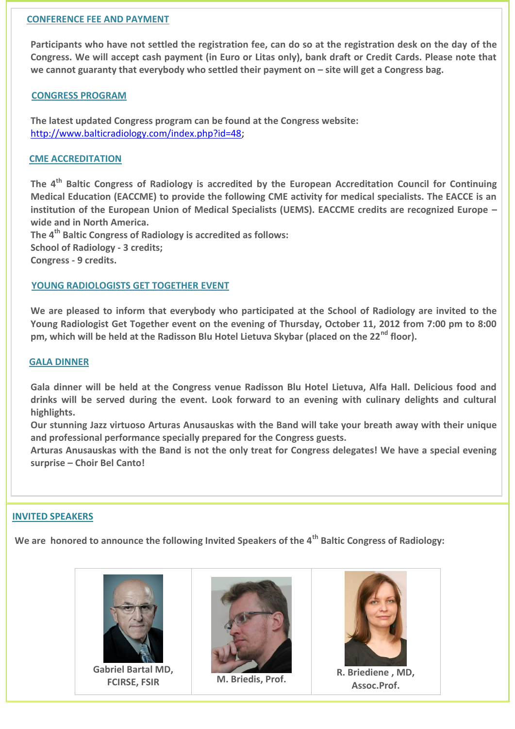## CONFERENCE FEE AND PAYMENT

**Participants who have not settled the registration fee, can do so at the registration desk on the day of the Congress. We will accept cash payment (in Euro or Litas only), bank draft or Credit Cards. Please note that we cannot guaranty that everybody who settled their payment on – site will get a Congress bag.**

## CONGRESS PROGRAM

**The latest updated Congress program can be found at the Congress website:**
http://www.balticradiology.com/index.php?id=48;

## CME ACCREDITATION

**The 4th Baltic Congress of Radiology is accredited by the European Accreditation Council for Continuing Medical Education (EACCME) to provide the following CME activity for medical specialists. The EACCE is an institution of the European Union of Medical Specialists (UEMS). EACCME credits are recognized Europe – wide and in North America.**
**The 4th Baltic Congress of Radiology is accredited as follows:**
**School of Radiology - 3 credits;**
**Congress - 9 credits.**

## YOUNG RADIOLOGISTS GET TOGETHER EVENT

**We are pleased to inform that everybody who participated at the School of Radiology are invited to the Young Radiologist Get Together event on the evening of Thursday, October 11, 2012 from 7:00 pm to 8:00 pm, which will be held at the Radisson Blu Hotel Lietuva Skybar (placed on the 22nd floor).**

## GALA DINNER

**Gala dinner will be held at the Congress venue Radisson Blu Hotel Lietuva, Alfa Hall. Delicious food and drinks will be served during the event. Look forward to an evening with culinary delights and cultural highlights.**
**Our stunning Jazz virtuoso Arturas Anusauskas with the Band will take your breath away with their unique and professional performance specially prepared for the Congress guests.**
**Arturas Anusauskas with the Band is not the only treat for Congress delegates! We have a special evening surprise – Choir Bel Canto!**

## INVITED SPEAKERS

**We are honored to announce the following Invited Speakers of the 4th Baltic Congress of Radiology:**

| Gabriel Bartal MD, FCIRSE, FSIR | M. Briedis, Prof. | R. Briediene , MD, Assoc.Prof. |
|---|---|---|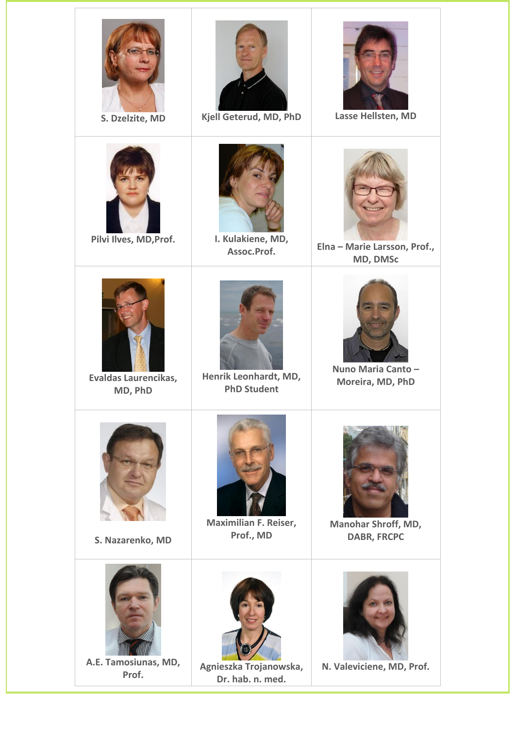| | | |
|---|---|---|
| S. Dzelzite, MD | Kjell Geterud, MD, PhD | Lasse Hellsten, MD |
| Pilvi Ilves, MD,Prof. | I. Kulakiene, MD, Assoc.Prof. | Elna – Marie Larsson, Prof., MD, DMSc |
| Evaldas Laurencikas, MD, PhD | Henrik Leonhardt, MD, PhD Student | Nuno Maria Canto – Moreira, MD, PhD |
| S. Nazarenko, MD | Maximilian F. Reiser, Prof., MD | Manohar Shroff, MD, DABR, FRCPC |
| A.E. Tamosiunas, MD, Prof. | Agnieszka Trojanowska, Dr. hab. n. med. | N. Valeviciene, MD, Prof. |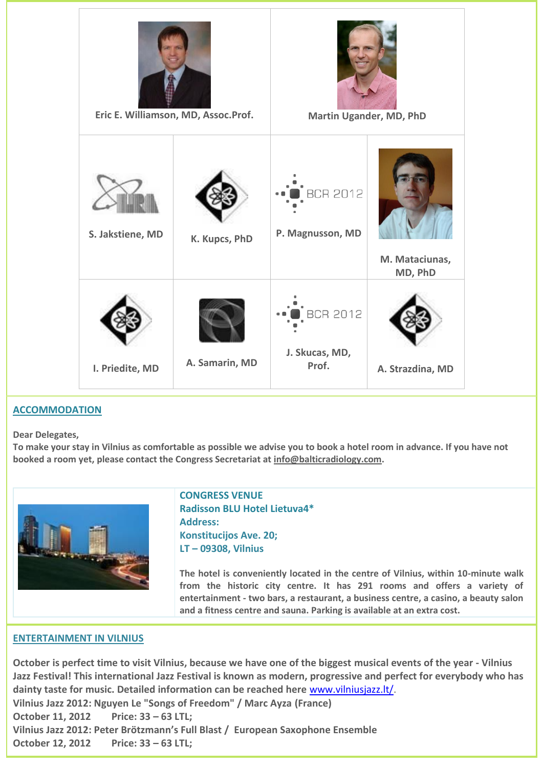| Eric E. Williamson, MD, Assoc.Prof. | | Martin Ugander, MD, PhD | |
|---|---|---|---|
| S. Jakstiene, MD | K. Kupcs, PhD | P. Magnusson, MD | M. Mataciunas, MD, PhD |
| I. Priedite, MD | A. Samarin, MD | J. Skucas, MD, Prof. | A. Strazdina, MD |

## ACCOMMODATION

**Dear Delegates,**

**To make your stay in Vilnius as comfortable as possible we advise you to book a hotel room in advance. If you have not booked a room yet, please contact the Congress Secretariat at info@balticradiology.com.**

**CONGRESS VENUE**
**Radisson BLU Hotel Lietuva4***
**Address:**
**Konstitucijos Ave. 20;**
**LT – 09308, Vilnius**

**The hotel is conveniently located in the centre of Vilnius, within 10-minute walk from the historic city centre. It has 291 rooms and offers a variety of entertainment - two bars, a restaurant, a business centre, a casino, a beauty salon and a fitness centre and sauna. Parking is available at an extra cost.**

## ENTERTAINMENT IN VILNIUS

**October is perfect time to visit Vilnius, because we have one of the biggest musical events of the year - Vilnius Jazz Festival! This international Jazz Festival is known as modern, progressive and perfect for everybody who has dainty taste for music. Detailed information can be reached here www.vilniusjazz.lt/.**

**Vilnius Jazz 2012: Nguyen Le "Songs of Freedom" / Marc Ayza (France)**
**October 11, 2012 Price: 33 – 63 LTL;**
**Vilnius Jazz 2012: Peter Brötzmann's Full Blast / European Saxophone Ensemble**
**October 12, 2012 Price: 33 – 63 LTL;**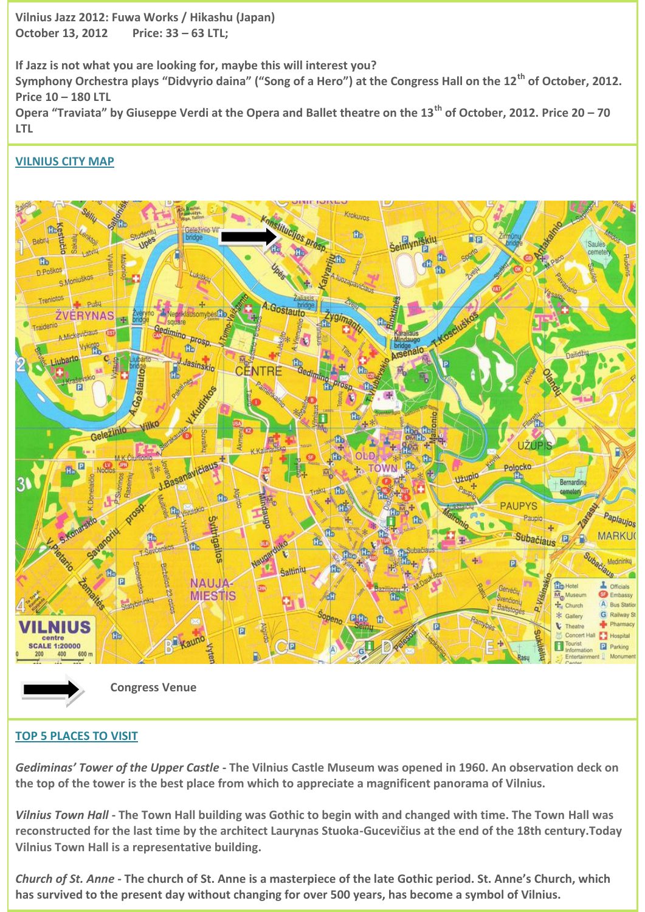**Vilnius Jazz 2012: Fuwa Works / Hikashu (Japan)**
**October 13, 2012  Price: 33 – 63 LTL;**

**If Jazz is not what you are looking for, maybe this will interest you?**
**Symphony Orchestra plays "Didvyrio daina" ("Song of a Hero") at the Congress Hall on the 12th of October, 2012. Price 10 – 180 LTL**
**Opera "Traviata" by Giuseppe Verdi at the Opera and Ballet theatre on the 13th of October, 2012. Price 20 – 70 LTL**

## VILNIUS CITY MAP

**Congress Venue**

## TOP 5 PLACES TO VISIT

***Gediminas' Tower of the Upper Castle*** **- The Vilnius Castle Museum was opened in 1960. An observation deck on the top of the tower is the best place from which to appreciate a magnificent panorama of Vilnius.**

***Vilnius Town Hall*** **- The Town Hall building was Gothic to begin with and changed with time. The Town Hall was reconstructed for the last time by the architect Laurynas Stuoka-Gucevičius at the end of the 18th century.Today Vilnius Town Hall is a representative building.**

***Church of St. Anne*** **- The church of St. Anne is a masterpiece of the late Gothic period. St. Anne's Church, which has survived to the present day without changing for over 500 years, has become a symbol of Vilnius.**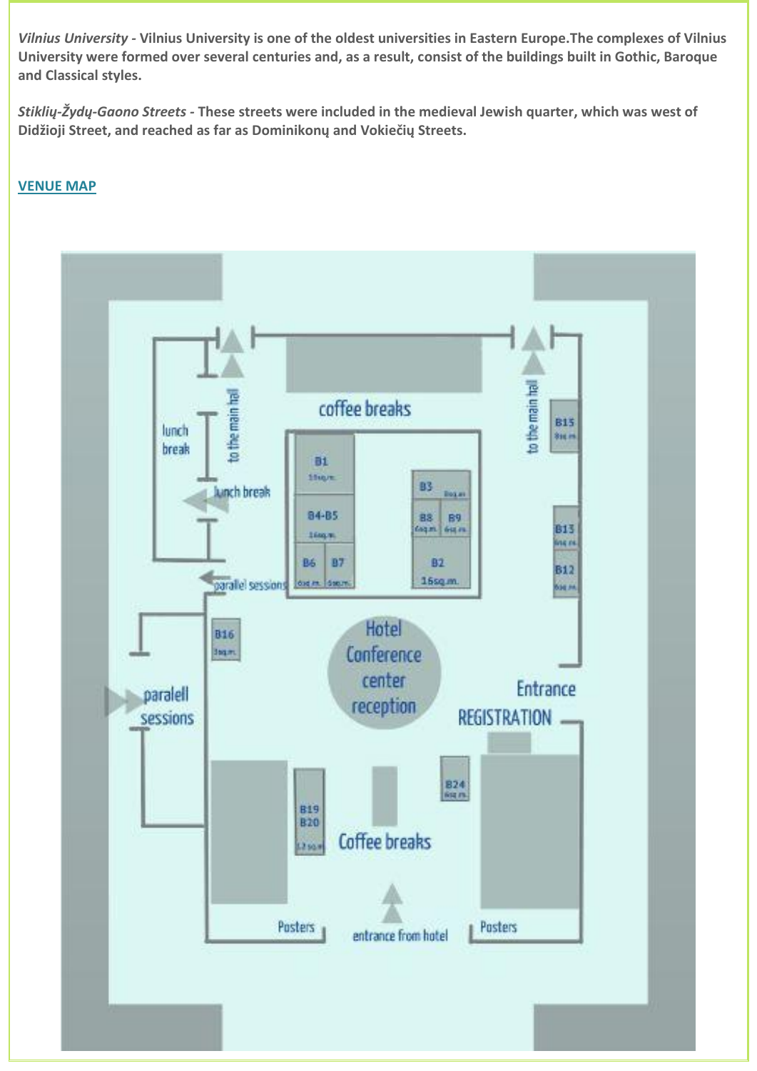***Vilnius University*** **- Vilnius University is one of the oldest universities in Eastern Europe.The complexes of Vilnius University were formed over several centuries and, as a result, consist of the buildings built in Gothic, Baroque and Classical styles.**

***Stiklių-Žydų-Gaono Streets*** **- These streets were included in the medieval Jewish quarter, which was west of Didžioji Street, and reached as far as Dominikonų and Vokiečių Streets.**

**VENUE MAP**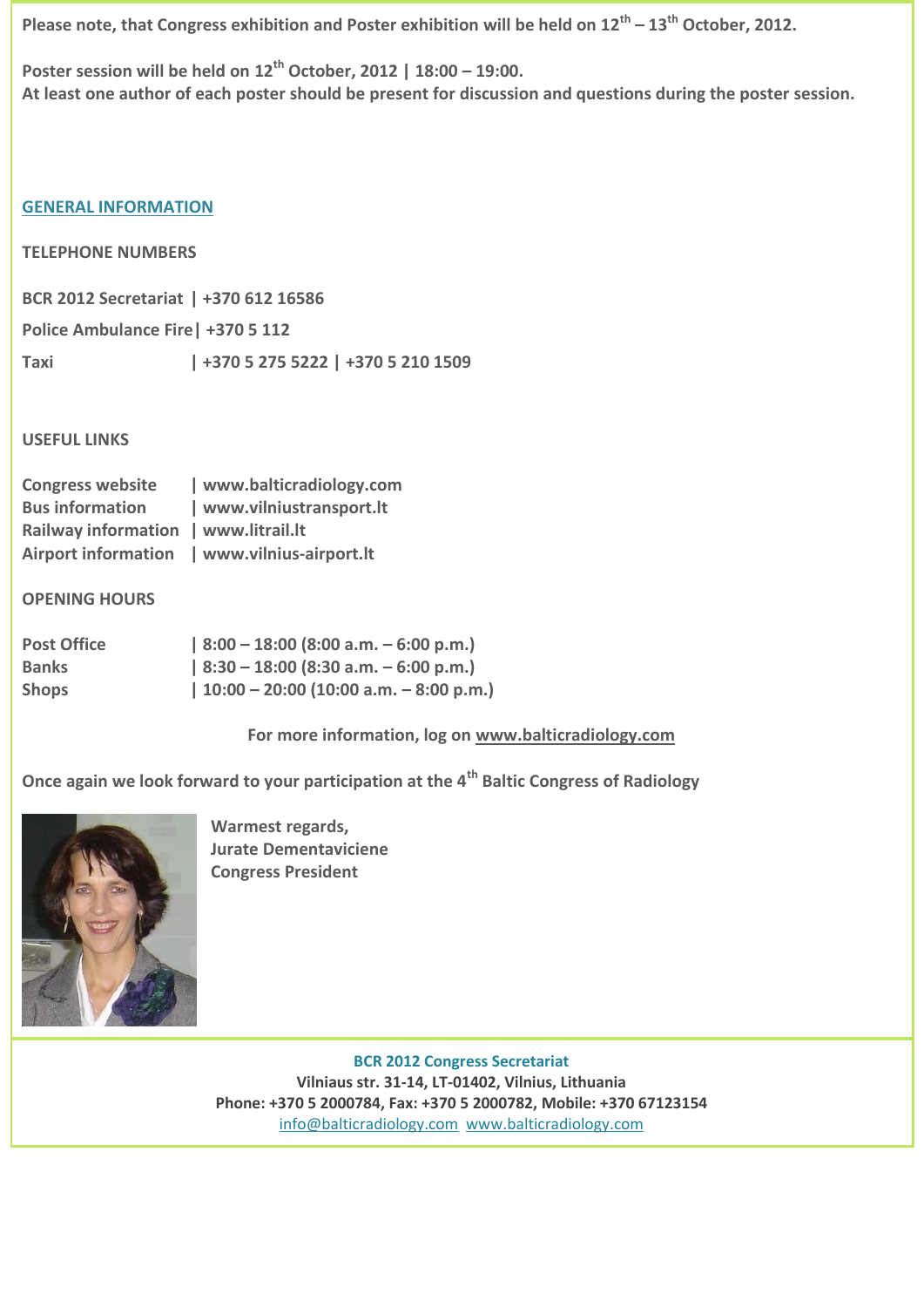**Please note, that Congress exhibition and Poster exhibition will be held on 12th – 13th October, 2012.**

**Poster session will be held on 12th October, 2012 | 18:00 – 19:00.**
**At least one author of each poster should be present for discussion and questions during the poster session.**

## GENERAL INFORMATION

### TELEPHONE NUMBERS

| | |
|---|---|
| **BCR 2012 Secretariat** | **+370 612 16586** |
| **Police Ambulance Fire** | **+370 5 112** |
| **Taxi** | **+370 5 275 5222 \| +370 5 210 1509** |

### USEFUL LINKS

| | |
|---|---|
| **Congress website** | **www.balticradiology.com** |
| **Bus information** | **www.vilniustransport.lt** |
| **Railway information** | **www.litrail.lt** |
| **Airport information** | **www.vilnius-airport.lt** |

### OPENING HOURS

| | |
|---|---|
| **Post Office** | **8:00 – 18:00 (8:00 a.m. – 6:00 p.m.)** |
| **Banks** | **8:30 – 18:00 (8:30 a.m. – 6:00 p.m.)** |
| **Shops** | **10:00 – 20:00 (10:00 a.m. – 8:00 p.m.)** |

**For more information, log on www.balticradiology.com**

**Once again we look forward to your participation at the 4th Baltic Congress of Radiology**

**Warmest regards,**
**Jurate Dementaviciene**
**Congress President**

**BCR 2012 Congress Secretariat**
**Vilniaus str. 31-14, LT-01402, Vilnius, Lithuania**
**Phone: +370 5 2000784, Fax: +370 5 2000782, Mobile: +370 67123154**
info@balticradiology.com www.balticradiology.com